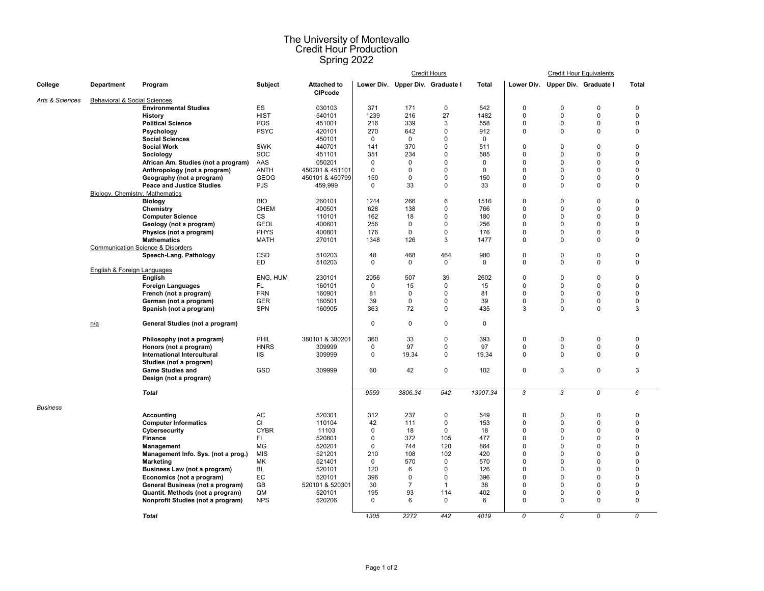# The University of Montevallo
## Credit Hour Production
## Spring 2022

| College | Department | Program | Subject | Attached to CIPcode | Credit Hours Lower Div. | Credit Hours Upper Div. | Credit Hours Graduate I | Credit Hours Total | Credit Hour Equivalents Lower Div. | Credit Hour Equivalents Upper Div. | Credit Hour Equivalents Graduate I | Credit Hour Equivalents Total |
|---|---|---|---|---|---|---|---|---|---|---|---|---|
| *Arts & Sciences* | Behavioral & Social Sciences | | | | | | | | | | | |
| | | **Environmental Studies** | ES | 030103 | 371 | 171 | 0 | 542 | 0 | 0 | 0 | 0 |
| | | **History** | HIST | 540101 | 1239 | 216 | 27 | 1482 | 0 | 0 | 0 | 0 |
| | | **Political Science** | POS | 451001 | 216 | 339 | 3 | 558 | 0 | 0 | 0 | 0 |
| | | **Psychology** | PSYC | 420101 | 270 | 642 | 0 | 912 | 0 | 0 | 0 | 0 |
| | | **Social Sciences** | | 450101 | 0 | 0 | 0 | 0 | | | | |
| | | **Social Work** | SWK | 440701 | 141 | 370 | 0 | 511 | 0 | 0 | 0 | 0 |
| | | **Sociology** | SOC | 451101 | 351 | 234 | 0 | 585 | 0 | 0 | 0 | 0 |
| | | **African Am. Studies (not a program)** | AAS | 050201 | 0 | 0 | 0 | 0 | 0 | 0 | 0 | 0 |
| | | **Anthropology (not a program)** | ANTH | 450201 & 451101 | 0 | 0 | 0 | 0 | 0 | 0 | 0 | 0 |
| | | **Geography (not a program)** | GEOG | 450101 & 450799 | 150 | 0 | 0 | 150 | 0 | 0 | 0 | 0 |
| | | **Peace and Justice Studies** | PJS | 459,999 | 0 | 33 | 0 | 33 | 0 | 0 | 0 | 0 |
| | Biology, Chemistry, Mathematics | | | | | | | | | | | |
| | | **Biology** | BIO | 260101 | 1244 | 266 | 6 | 1516 | 0 | 0 | 0 | 0 |
| | | **Chemistry** | CHEM | 400501 | 628 | 138 | 0 | 766 | 0 | 0 | 0 | 0 |
| | | **Computer Science** | CS | 110101 | 162 | 18 | 0 | 180 | 0 | 0 | 0 | 0 |
| | | **Geology (not a program)** | GEOL | 400601 | 256 | 0 | 0 | 256 | 0 | 0 | 0 | 0 |
| | | **Physics (not a program)** | PHYS | 400801 | 176 | 0 | 0 | 176 | 0 | 0 | 0 | 0 |
| | | **Mathematics** | MATH | 270101 | 1348 | 126 | 3 | 1477 | 0 | 0 | 0 | 0 |
| | Communication Science & Disorders | | | | | | | | | | | |
| | | **Speech-Lang. Pathology** | CSD | 510203 | 48 | 468 | 464 | 980 | 0 | 0 | 0 | 0 |
| | | | ED | 510203 | 0 | 0 | 0 | 0 | 0 | 0 | 0 | 0 |
| | English & Foreign Languages | | | | | | | | | | | |
| | | **English** | ENG, HUM | 230101 | 2056 | 507 | 39 | 2602 | 0 | 0 | 0 | 0 |
| | | **Foreign Languages** | FL | 160101 | 0 | 15 | 0 | 15 | 0 | 0 | 0 | 0 |
| | | **French (not a program)** | FRN | 160901 | 81 | 0 | 0 | 81 | 0 | 0 | 0 | 0 |
| | | **German (not a program)** | GER | 160501 | 39 | 0 | 0 | 39 | 0 | 0 | 0 | 0 |
| | | **Spanish (not a program)** | SPN | 160905 | 363 | 72 | 0 | 435 | 3 | 0 | 0 | 3 |
| | n/a | **General Studies (not a program)** | | | 0 | 0 | 0 | 0 | | | | |
| | | **Philosophy (not a program)** | PHIL | 380101 & 380201 | 360 | 33 | 0 | 393 | 0 | 0 | 0 | 0 |
| | | **Honors (not a program)** | HNRS | 309999 | 0 | 97 | 0 | 97 | 0 | 0 | 0 | 0 |
| | | **International Intercultural Studies (not a program)** | IIS | 309999 | 0 | 19.34 | 0 | 19.34 | 0 | 0 | 0 | 0 |
| | | **Game Studies and Design (not a program)** | GSD | 309999 | 60 | 42 | 0 | 102 | 0 | 3 | 0 | 3 |
| | | ***Total*** | | | *9559* | *3806.34* | *542* | *13907.34* | *3* | *3* | *0* | *6* |
| *Business* | | | | | | | | | | | | |
| | | **Accounting** | AC | 520301 | 312 | 237 | 0 | 549 | 0 | 0 | 0 | 0 |
| | | **Computer Informatics** | CI | 110104 | 42 | 111 | 0 | 153 | 0 | 0 | 0 | 0 |
| | | **Cybersecurity** | CYBR | 11103 | 0 | 18 | 0 | 18 | 0 | 0 | 0 | 0 |
| | | **Finance** | FI | 520801 | 0 | 372 | 105 | 477 | 0 | 0 | 0 | 0 |
| | | **Management** | MG | 520201 | 0 | 744 | 120 | 864 | 0 | 0 | 0 | 0 |
| | | **Management Info. Sys. (not a prog.)** | MIS | 521201 | 210 | 108 | 102 | 420 | 0 | 0 | 0 | 0 |
| | | **Marketing** | MK | 521401 | 0 | 570 | 0 | 570 | 0 | 0 | 0 | 0 |
| | | **Business Law (not a program)** | BL | 520101 | 120 | 6 | 0 | 126 | 0 | 0 | 0 | 0 |
| | | **Economics (not a program)** | EC | 520101 | 396 | 0 | 0 | 396 | 0 | 0 | 0 | 0 |
| | | **General Business (not a program)** | GB | 520101 & 520301 | 30 | 7 | 1 | 38 | 0 | 0 | 0 | 0 |
| | | **Quantit. Methods (not a program)** | QM | 520101 | 195 | 93 | 114 | 402 | 0 | 0 | 0 | 0 |
| | | **Nonprofit Studies (not a program)** | NPS | 520206 | 0 | 6 | 0 | 6 | 0 | 0 | 0 | 0 |
| | | ***Total*** | | | *1305* | *2272* | *442* | *4019* | *0* | *0* | *0* | *0* |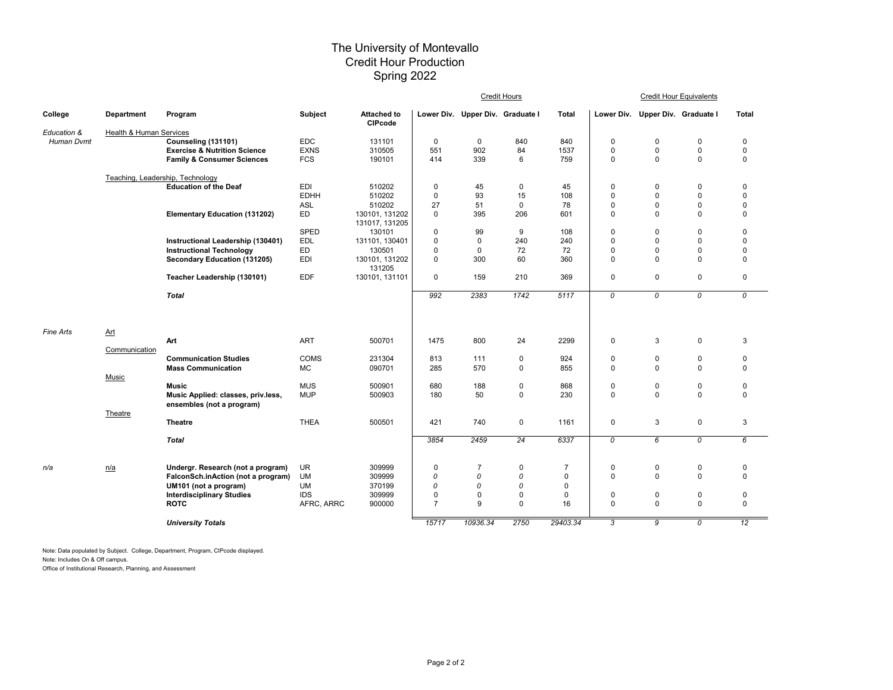# The University of Montevallo
## Credit Hour Production
## Spring 2022

| College | Department | Program | Subject | Attached to CIPcode | Credit Hours | | | | Credit Hour Equivalents | | | |
|---|---|---|---|---|---|---|---|---|---|---|---|---|
| | | | | | Lower Div. | Upper Div. | Graduate I | Total | Lower Div. | Upper Div. | Graduate I | Total |
| *Education & Human Dvmt* | Health & Human Services | | | | | | | | | | | |
| | | **Counseling (131101)** | EDC | 131101 | 0 | 0 | 840 | 840 | 0 | 0 | 0 | 0 |
| | | **Exercise & Nutrition Science** | EXNS | 310505 | 551 | 902 | 84 | 1537 | 0 | 0 | 0 | 0 |
| | | **Family & Consumer Sciences** | FCS | 190101 | 414 | 339 | 6 | 759 | 0 | 0 | 0 | 0 |
| | Teaching, Leadership, Technology | | | | | | | | | | | |
| | | **Education of the Deaf** | EDI | 510202 | 0 | 45 | 0 | 45 | 0 | 0 | 0 | 0 |
| | | | EDHH | 510202 | 0 | 93 | 15 | 108 | 0 | 0 | 0 | 0 |
| | | | ASL | 510202 | 27 | 51 | 0 | 78 | 0 | 0 | 0 | 0 |
| | | **Elementary Education (131202)** | ED | 130101, 131202 131017, 131205 | 0 | 395 | 206 | 601 | 0 | 0 | 0 | 0 |
| | | | SPED | 130101 | 0 | 99 | 9 | 108 | 0 | 0 | 0 | 0 |
| | | **Instructional Leadership (130401)** | EDL | 131101, 130401 | 0 | 0 | 240 | 240 | 0 | 0 | 0 | 0 |
| | | **Instructional Technology** | ED | 130501 | 0 | 0 | 72 | 72 | 0 | 0 | 0 | 0 |
| | | **Secondary Education (131205)** | EDI | 130101, 131202 131205 | 0 | 300 | 60 | 360 | 0 | 0 | 0 | 0 |
| | | **Teacher Leadership (130101)** | EDF | 130101, 131101 | 0 | 159 | 210 | 369 | 0 | 0 | 0 | 0 |
| | | ***Total*** | | | *992* | *2383* | *1742* | *5117* | *0* | *0* | *0* | *0* |
| *Fine Arts* | Art | | | | | | | | | | | |
| | | **Art** | ART | 500701 | 1475 | 800 | 24 | 2299 | 0 | 3 | 0 | 3 |
| | Communication | | | | | | | | | | | |
| | | **Communication Studies** | COMS | 231304 | 813 | 111 | 0 | 924 | 0 | 0 | 0 | 0 |
| | | **Mass Communication** | MC | 090701 | 285 | 570 | 0 | 855 | 0 | 0 | 0 | 0 |
| | Music | | | | | | | | | | | |
| | | **Music** | MUS | 500901 | 680 | 188 | 0 | 868 | 0 | 0 | 0 | 0 |
| | | **Music Applied: classes, priv.less, ensembles (not a program)** | MUP | 500903 | 180 | 50 | 0 | 230 | 0 | 0 | 0 | 0 |
| | Theatre | | | | | | | | | | | |
| | | **Theatre** | THEA | 500501 | 421 | 740 | 0 | 1161 | 0 | 3 | 0 | 3 |
| | | ***Total*** | | | *3854* | *2459* | *24* | *6337* | *0* | *6* | *0* | *6* |
| *n/a* | n/a | **Undergr. Research (not a program)** | UR | 309999 | 0 | 7 | 0 | 7 | 0 | 0 | 0 | 0 |
| | | **FalconSch.inAction (not a program)** | UM | 309999 | *0* | *0* | *0* | 0 | 0 | 0 | 0 | 0 |
| | | **UM101 (not a program)** | UM | 370199 | *0* | *0* | *0* | 0 | | | | |
| | | **Interdisciplinary Studies** | IDS | 309999 | 0 | 0 | 0 | 0 | 0 | 0 | 0 | 0 |
| | | **ROTC** | AFRC, ARRC | 900000 | 7 | 9 | 0 | 16 | 0 | 0 | 0 | 0 |
| | | ***University Totals*** | | | *15717* | *10936.34* | *2750* | *29403.34* | *3* | *9* | *0* | *12* |

Note: Data populated by Subject. College, Department, Program, CIPcode displayed.

Note: Includes On & Off campus.

Office of Institutional Research, Planning, and Assessment